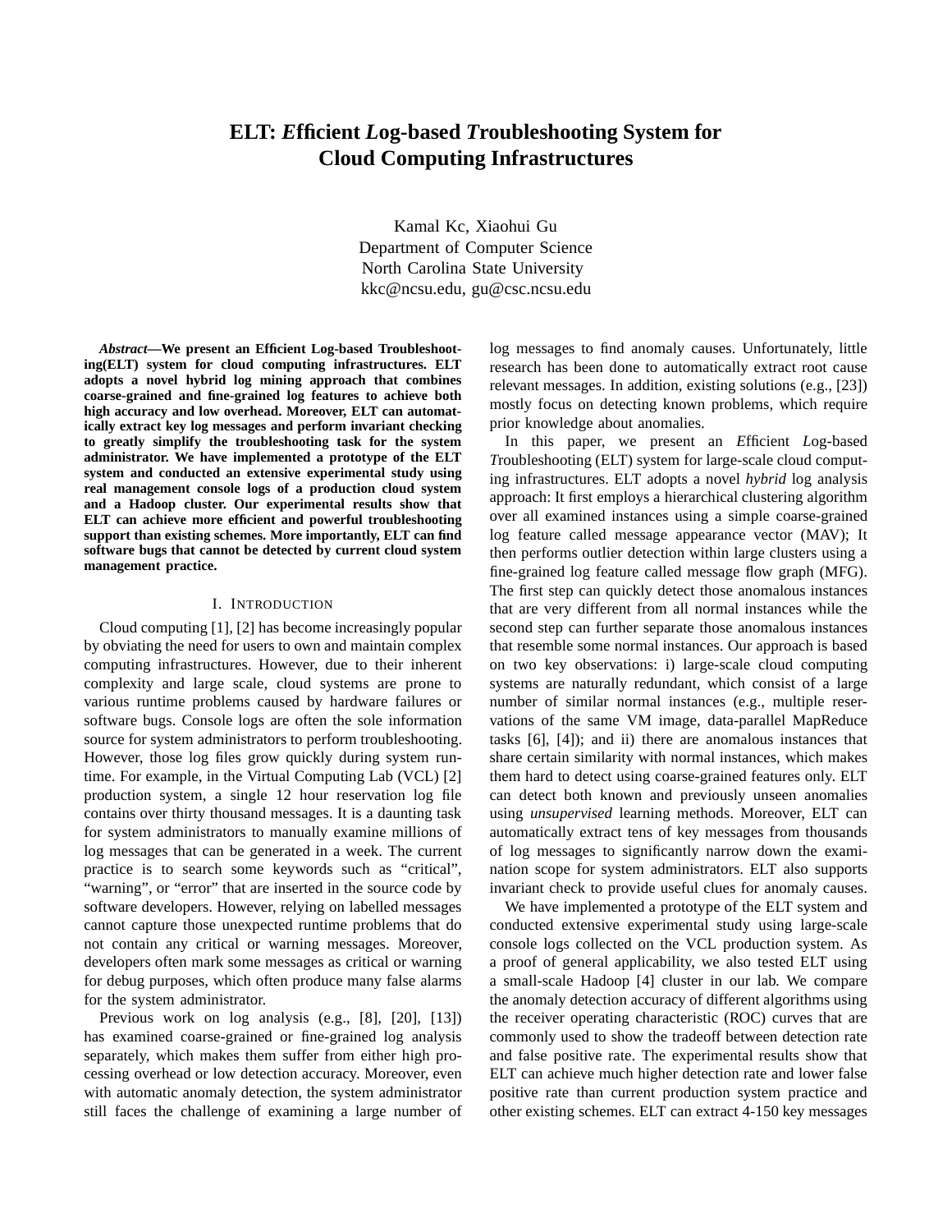# ELT: *E*fficient *L*og-based *T*roubleshooting System for Cloud Computing Infrastructures

Kamal Kc, Xiaohui Gu
Department of Computer Science
North Carolina State University
kkc@ncsu.edu, gu@csc.ncsu.edu

***Abstract*—We present an Efficient Log-based Troubleshooting(ELT) system for cloud computing infrastructures. ELT adopts a novel hybrid log mining approach that combines coarse-grained and fine-grained log features to achieve both high accuracy and low overhead. Moreover, ELT can automatically extract key log messages and perform invariant checking to greatly simplify the troubleshooting task for the system administrator. We have implemented a prototype of the ELT system and conducted an extensive experimental study using real management console logs of a production cloud system and a Hadoop cluster. Our experimental results show that ELT can achieve more efficient and powerful troubleshooting support than existing schemes. More importantly, ELT can find software bugs that cannot be detected by current cloud system management practice.**

## I. Introduction

Cloud computing [1], [2] has become increasingly popular by obviating the need for users to own and maintain complex computing infrastructures. However, due to their inherent complexity and large scale, cloud systems are prone to various runtime problems caused by hardware failures or software bugs. Console logs are often the sole information source for system administrators to perform troubleshooting. However, those log files grow quickly during system runtime. For example, in the Virtual Computing Lab (VCL) [2] production system, a single 12 hour reservation log file contains over thirty thousand messages. It is a daunting task for system administrators to manually examine millions of log messages that can be generated in a week. The current practice is to search some keywords such as "critical", "warning", or "error" that are inserted in the source code by software developers. However, relying on labelled messages cannot capture those unexpected runtime problems that do not contain any critical or warning messages. Moreover, developers often mark some messages as critical or warning for debug purposes, which often produce many false alarms for the system administrator.

Previous work on log analysis (e.g., [8], [20], [13]) has examined coarse-grained or fine-grained log analysis separately, which makes them suffer from either high processing overhead or low detection accuracy. Moreover, even with automatic anomaly detection, the system administrator still faces the challenge of examining a large number of log messages to find anomaly causes. Unfortunately, little research has been done to automatically extract root cause relevant messages. In addition, existing solutions (e.g., [23]) mostly focus on detecting known problems, which require prior knowledge about anomalies.

In this paper, we present an *E*fficient *L*og-based *T*roubleshooting (ELT) system for large-scale cloud computing infrastructures. ELT adopts a novel *hybrid* log analysis approach: It first employs a hierarchical clustering algorithm over all examined instances using a simple coarse-grained log feature called message appearance vector (MAV); It then performs outlier detection within large clusters using a fine-grained log feature called message flow graph (MFG). The first step can quickly detect those anomalous instances that are very different from all normal instances while the second step can further separate those anomalous instances that resemble some normal instances. Our approach is based on two key observations: i) large-scale cloud computing systems are naturally redundant, which consist of a large number of similar normal instances (e.g., multiple reservations of the same VM image, data-parallel MapReduce tasks [6], [4]); and ii) there are anomalous instances that share certain similarity with normal instances, which makes them hard to detect using coarse-grained features only. ELT can detect both known and previously unseen anomalies using *unsupervised* learning methods. Moreover, ELT can automatically extract tens of key messages from thousands of log messages to significantly narrow down the examination scope for system administrators. ELT also supports invariant check to provide useful clues for anomaly causes.

We have implemented a prototype of the ELT system and conducted extensive experimental study using large-scale console logs collected on the VCL production system. As a proof of general applicability, we also tested ELT using a small-scale Hadoop [4] cluster in our lab. We compare the anomaly detection accuracy of different algorithms using the receiver operating characteristic (ROC) curves that are commonly used to show the tradeoff between detection rate and false positive rate. The experimental results show that ELT can achieve much higher detection rate and lower false positive rate than current production system practice and other existing schemes. ELT can extract 4-150 key messages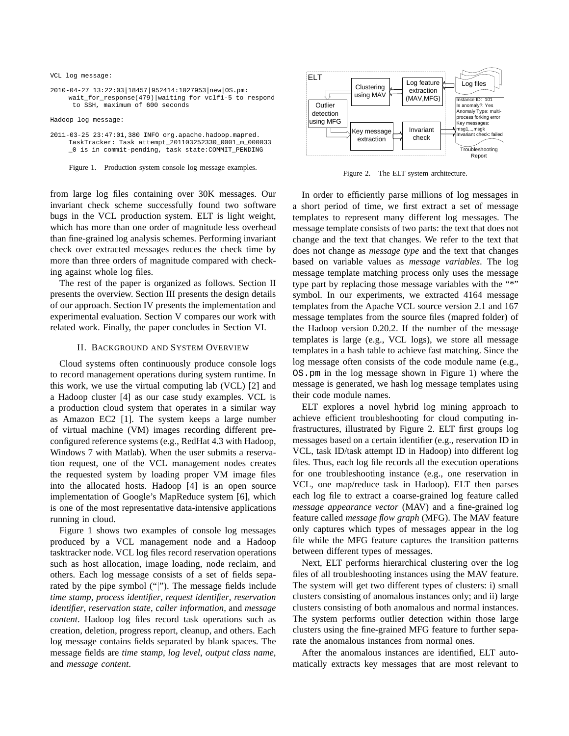```
VCL log message:

2010-04-27 13:22:03|18457|952414:1027953|new|OS.pm:
     wait_for_response(479)|waiting for vclf1-5 to respond
      to SSH, maximum of 600 seconds

Hadoop log message:

2011-03-25 23:47:01,380 INFO org.apache.hadoop.mapred.
     TaskTracker: Task attempt_201103252330_0001_m_000033
     _0 is in commit-pending, task state:COMMIT_PENDING
```

Figure 1. Production system console log message examples.

ELT
Clustering using MAV
Log feature extraction (MAV,MFG)
Log files
Outlier detection using MFG
Key message extraction
Invariant check
Instance ID: 101
Is anomaly?: Yes
Anomaly Type: multi-process forking error
Key messages: msg1,..,msgk
Invariant check: failed
Troubleshooting Report

Figure 2. The ELT system architecture.

from large log files containing over 30K messages. Our invariant check scheme successfully found two software bugs in the VCL production system. ELT is light weight, which has more than one order of magnitude less overhead than fine-grained log analysis schemes. Performing invariant check over extracted messages reduces the check time by more than three orders of magnitude compared with checking against whole log files.

The rest of the paper is organized as follows. Section II presents the overview. Section III presents the design details of our approach. Section IV presents the implementation and experimental evaluation. Section V compares our work with related work. Finally, the paper concludes in Section VI.

## II. Background and System Overview

Cloud systems often continuously produce console logs to record management operations during system runtime. In this work, we use the virtual computing lab (VCL) [2] and a Hadoop cluster [4] as our case study examples. VCL is a production cloud system that operates in a similar way as Amazon EC2 [1]. The system keeps a large number of virtual machine (VM) images recording different preconfigured reference systems (e.g., RedHat 4.3 with Hadoop, Windows 7 with Matlab). When the user submits a reservation request, one of the VCL management nodes creates the requested system by loading proper VM image files into the allocated hosts. Hadoop [4] is an open source implementation of Google's MapReduce system [6], which is one of the most representative data-intensive applications running in cloud.

Figure 1 shows two examples of console log messages produced by a VCL management node and a Hadoop tasktracker node. VCL log files record reservation operations such as host allocation, image loading, node reclaim, and others. Each log message consists of a set of fields separated by the pipe symbol ("|"). The message fields include *time stamp*, *process identifier*, *request identifier*, *reservation identifier*, *reservation state*, *caller information*, and *message content*. Hadoop log files record task operations such as creation, deletion, progress report, cleanup, and others. Each log message contains fields separated by blank spaces. The message fields are *time stamp*, *log level*, *output class name*, and *message content*.

In order to efficiently parse millions of log messages in a short period of time, we first extract a set of message templates to represent many different log messages. The message template consists of two parts: the text that does not change and the text that changes. We refer to the text that does not change as *message type* and the text that changes based on variable values as *message variables*. The log message template matching process only uses the message type part by replacing those message variables with the "*" symbol. In our experiments, we extracted 4164 message templates from the Apache VCL source version 2.1 and 167 message templates from the source files (mapred folder) of the Hadoop version 0.20.2. If the number of the message templates is large (e.g., VCL logs), we store all message templates in a hash table to achieve fast matching. Since the log message often consists of the code module name (e.g., `OS.pm` in the log message shown in Figure 1) where the message is generated, we hash log message templates using their code module names.

ELT explores a novel hybrid log mining approach to achieve efficient troubleshooting for cloud computing infrastructures, illustrated by Figure 2. ELT first groups log messages based on a certain identifier (e.g., reservation ID in VCL, task ID/task attempt ID in Hadoop) into different log files. Thus, each log file records all the execution operations for one troubleshooting instance (e.g., one reservation in VCL, one map/reduce task in Hadoop). ELT then parses each log file to extract a coarse-grained log feature called *message appearance vector* (MAV) and a fine-grained log feature called *message flow graph* (MFG). The MAV feature only captures which types of messages appear in the log file while the MFG feature captures the transition patterns between different types of messages.

Next, ELT performs hierarchical clustering over the log files of all troubleshooting instances using the MAV feature. The system will get two different types of clusters: i) small clusters consisting of anomalous instances only; and ii) large clusters consisting of both anomalous and normal instances. The system performs outlier detection within those large clusters using the fine-grained MFG feature to further separate the anomalous instances from normal ones.

After the anomalous instances are identified, ELT automatically extracts key messages that are most relevant to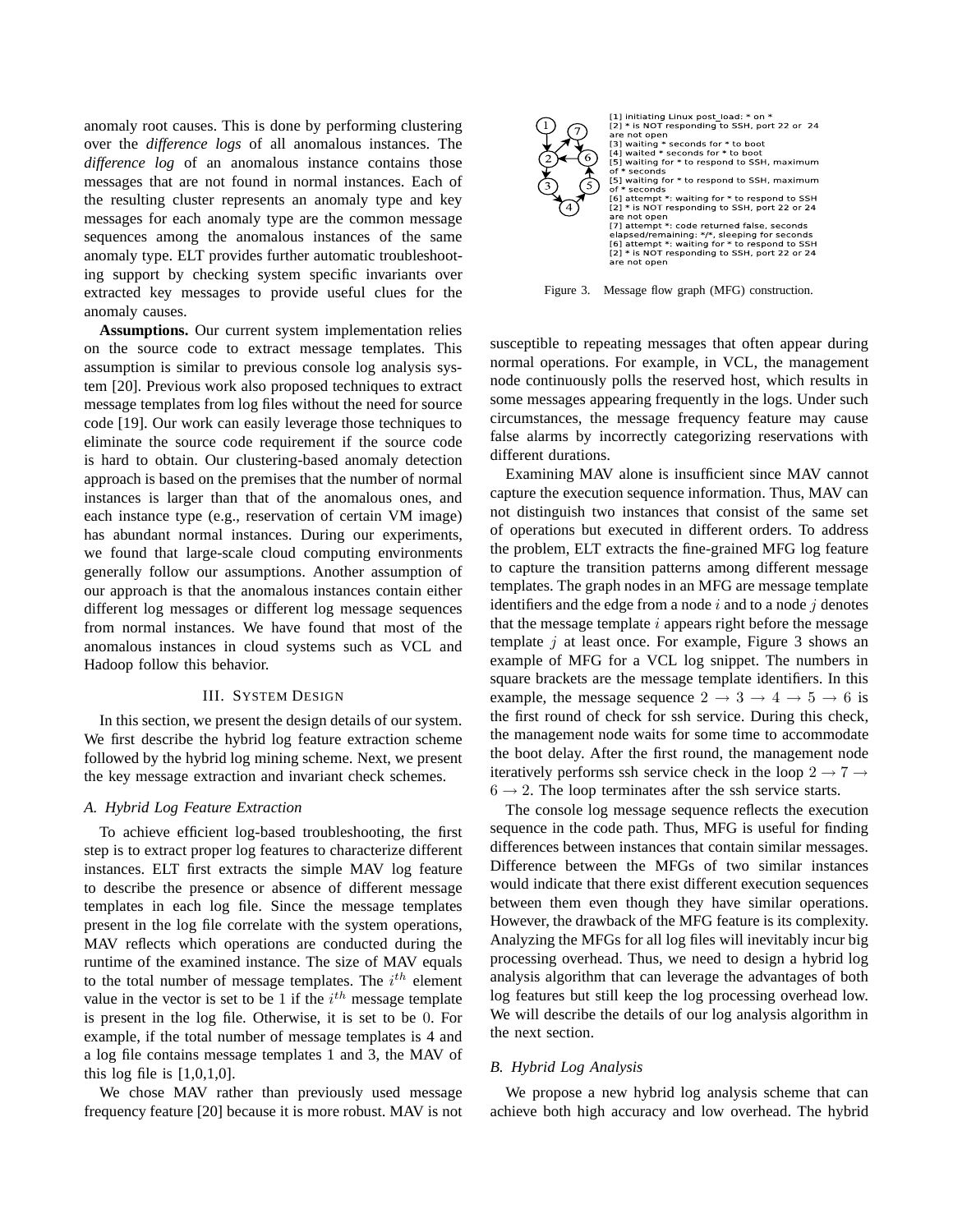anomaly root causes. This is done by performing clustering over the *difference logs* of all anomalous instances. The *difference log* of an anomalous instance contains those messages that are not found in normal instances. Each of the resulting cluster represents an anomaly type and key messages for each anomaly type are the common message sequences among the anomalous instances of the same anomaly type. ELT provides further automatic troubleshooting support by checking system specific invariants over extracted key messages to provide useful clues for the anomaly causes.

**Assumptions.** Our current system implementation relies on the source code to extract message templates. This assumption is similar to previous console log analysis system [20]. Previous work also proposed techniques to extract message templates from log files without the need for source code [19]. Our work can easily leverage those techniques to eliminate the source code requirement if the source code is hard to obtain. Our clustering-based anomaly detection approach is based on the premises that the number of normal instances is larger than that of the anomalous ones, and each instance type (e.g., reservation of certain VM image) has abundant normal instances. During our experiments, we found that large-scale cloud computing environments generally follow our assumptions. Another assumption of our approach is that the anomalous instances contain either different log messages or different log message sequences from normal instances. We have found that most of the anomalous instances in cloud systems such as VCL and Hadoop follow this behavior.

## III. System Design

In this section, we present the design details of our system. We first describe the hybrid log feature extraction scheme followed by the hybrid log mining scheme. Next, we present the key message extraction and invariant check schemes.

### A. Hybrid Log Feature Extraction

To achieve efficient log-based troubleshooting, the first step is to extract proper log features to characterize different instances. ELT first extracts the simple MAV log feature to describe the presence or absence of different message templates in each log file. Since the message templates present in the log file correlate with the system operations, MAV reflects which operations are conducted during the runtime of the examined instance. The size of MAV equals to the total number of message templates. The $i^{th}$ element value in the vector is set to be 1 if the $i^{th}$ message template is present in the log file. Otherwise, it is set to be $0$. For example, if the total number of message templates is 4 and a log file contains message templates 1 and 3, the MAV of this log file is [1,0,1,0].

We chose MAV rather than previously used message frequency feature [20] because it is more robust. MAV is not susceptible to repeating messages that often appear during normal operations. For example, in VCL, the management node continuously polls the reserved host, which results in some messages appearing frequently in the logs. Under such circumstances, the message frequency feature may cause false alarms by incorrectly categorizing reservations with different durations.

1
7
2
6
3
5
4

[1] initiating Linux post_load: * on *
[2] * is NOT responding to SSH, port 22 or 24 are not open
[3] waiting * seconds for * to boot
[4] waited * seconds for * to boot
[5] waiting for * to respond to SSH, maximum of * seconds
[5] waiting for * to respond to SSH, maximum of * seconds
[6] attempt *: waiting for * to respond to SSH
[2] * is NOT responding to SSH, port 22 or 24 are not open
[7] attempt *: code returned false, seconds elapsed/remaining: */*, sleeping for seconds
[6] attempt *: waiting for * to respond to SSH
[2] * is NOT responding to SSH, port 22 or 24 are not open

Figure 3. Message flow graph (MFG) construction.

Examining MAV alone is insufficient since MAV cannot capture the execution sequence information. Thus, MAV can not distinguish two instances that consist of the same set of operations but executed in different orders. To address the problem, ELT extracts the fine-grained MFG log feature to capture the transition patterns among different message templates. The graph nodes in an MFG are message template identifiers and the edge from a node $i$ and to a node $j$ denotes that the message template $i$ appears right before the message template $j$ at least once. For example, Figure 3 shows an example of MFG for a VCL log snippet. The numbers in square brackets are the message template identifiers. In this example, the message sequence $2 \rightarrow 3 \rightarrow 4 \rightarrow 5 \rightarrow 6$ is the first round of check for ssh service. During this check, the management node waits for some time to accommodate the boot delay. After the first round, the management node iteratively performs ssh service check in the loop $2 \rightarrow 7 \rightarrow 6 \rightarrow 2$. The loop terminates after the ssh service starts.

The console log message sequence reflects the execution sequence in the code path. Thus, MFG is useful for finding differences between instances that contain similar messages. Difference between the MFGs of two similar instances would indicate that there exist different execution sequences between them even though they have similar operations. However, the drawback of the MFG feature is its complexity. Analyzing the MFGs for all log files will inevitably incur big processing overhead. Thus, we need to design a hybrid log analysis algorithm that can leverage the advantages of both log features but still keep the log processing overhead low. We will describe the details of our log analysis algorithm in the next section.

### B. Hybrid Log Analysis

We propose a new hybrid log analysis scheme that can achieve both high accuracy and low overhead. The hybrid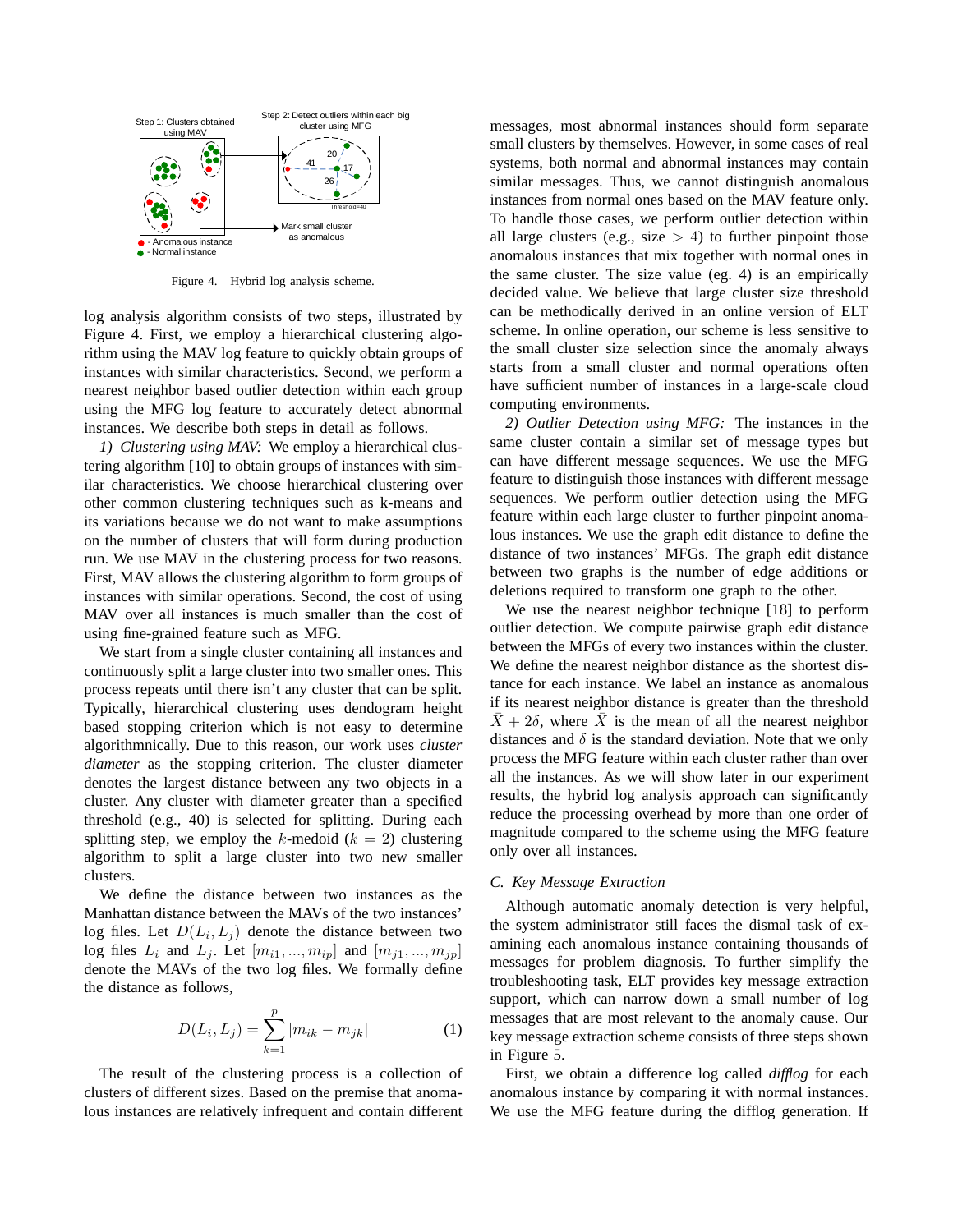Step 1: Clusters obtained using MAV

Step 2: Detect outliers within each big cluster using MFG

41

20

26

17

Threshold=40

Mark small cluster as anomalous

- Anomalous instance

- Normal instance

Figure 4. Hybrid log analysis scheme.

log analysis algorithm consists of two steps, illustrated by Figure 4. First, we employ a hierarchical clustering algorithm using the MAV log feature to quickly obtain groups of instances with similar characteristics. Second, we perform a nearest neighbor based outlier detection within each group using the MFG log feature to accurately detect abnormal instances. We describe both steps in detail as follows.

*1) Clustering using MAV:* We employ a hierarchical clustering algorithm [10] to obtain groups of instances with similar characteristics. We choose hierarchical clustering over other common clustering techniques such as k-means and its variations because we do not want to make assumptions on the number of clusters that will form during production run. We use MAV in the clustering process for two reasons. First, MAV allows the clustering algorithm to form groups of instances with similar operations. Second, the cost of using MAV over all instances is much smaller than the cost of using fine-grained feature such as MFG.

We start from a single cluster containing all instances and continuously split a large cluster into two smaller ones. This process repeats until there isn't any cluster that can be split. Typically, hierarchical clustering uses dendogram height based stopping criterion which is not easy to determine algorithmnically. Due to this reason, our work uses *cluster diameter* as the stopping criterion. The cluster diameter denotes the largest distance between any two objects in a cluster. Any cluster with diameter greater than a specified threshold (e.g., 40) is selected for splitting. During each splitting step, we employ the $k$-medoid ($k = 2$) clustering algorithm to split a large cluster into two new smaller clusters.

We define the distance between two instances as the Manhattan distance between the MAVs of the two instances' log files. Let $D(L_i, L_j)$ denote the distance between two log files $L_i$ and $L_j$. Let $[m_{i1}, ..., m_{ip}]$ and $[m_{j1}, ..., m_{jp}]$ denote the MAVs of the two log files. We formally define the distance as follows,

$$D(L_i, L_j) = \sum_{k=1}^{p} |m_{ik} - m_{jk}| \quad (1)$$

The result of the clustering process is a collection of clusters of different sizes. Based on the premise that anomalous instances are relatively infrequent and contain different messages, most abnormal instances should form separate small clusters by themselves. However, in some cases of real systems, both normal and abnormal instances may contain similar messages. Thus, we cannot distinguish anomalous instances from normal ones based on the MAV feature only. To handle those cases, we perform outlier detection within all large clusters (e.g., size $> 4$) to further pinpoint those anomalous instances that mix together with normal ones in the same cluster. The size value (eg. 4) is an empirically decided value. We believe that large cluster size threshold can be methodically derived in an online version of ELT scheme. In online operation, our scheme is less sensitive to the small cluster size selection since the anomaly always starts from a small cluster and normal operations often have sufficient number of instances in a large-scale cloud computing environments.

*2) Outlier Detection using MFG:* The instances in the same cluster contain a similar set of message types but can have different message sequences. We use the MFG feature to distinguish those instances with different message sequences. We perform outlier detection using the MFG feature within each large cluster to further pinpoint anomalous instances. We use the graph edit distance to define the distance of two instances' MFGs. The graph edit distance between two graphs is the number of edge additions or deletions required to transform one graph to the other.

We use the nearest neighbor technique [18] to perform outlier detection. We compute pairwise graph edit distance between the MFGs of every two instances within the cluster. We define the nearest neighbor distance as the shortest distance for each instance. We label an instance as anomalous if its nearest neighbor distance is greater than the threshold $\bar{X} + 2\delta$, where $\bar{X}$ is the mean of all the nearest neighbor distances and $\delta$ is the standard deviation. Note that we only process the MFG feature within each cluster rather than over all the instances. As we will show later in our experiment results, the hybrid log analysis approach can significantly reduce the processing overhead by more than one order of magnitude compared to the scheme using the MFG feature only over all instances.

### C. Key Message Extraction

Although automatic anomaly detection is very helpful, the system administrator still faces the dismal task of examining each anomalous instance containing thousands of messages for problem diagnosis. To further simplify the troubleshooting task, ELT provides key message extraction support, which can narrow down a small number of log messages that are most relevant to the anomaly cause. Our key message extraction scheme consists of three steps shown in Figure 5.

First, we obtain a difference log called *difflog* for each anomalous instance by comparing it with normal instances. We use the MFG feature during the difflog generation. If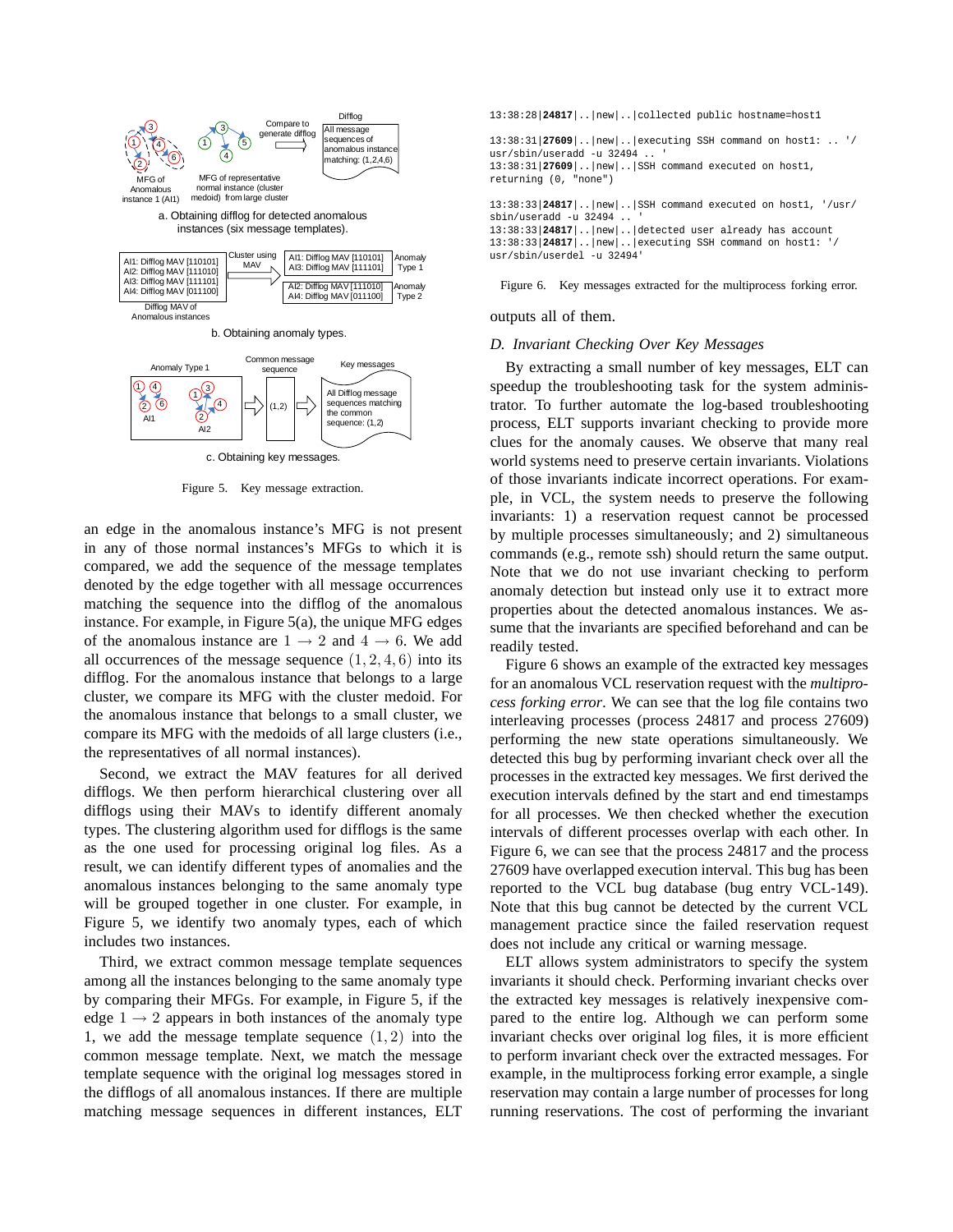a. Obtaining difflog for detected anomalous instances (six message templates).

b. Obtaining anomaly types.

c. Obtaining key messages.

Figure 5. Key message extraction.

an edge in the anomalous instance's MFG is not present in any of those normal instances's MFGs to which it is compared, we add the sequence of the message templates denoted by the edge together with all message occurrences matching the sequence into the difflog of the anomalous instance. For example, in Figure 5(a), the unique MFG edges of the anomalous instance are $1 \rightarrow 2$ and $4 \rightarrow 6$. We add all occurrences of the message sequence $(1, 2, 4, 6)$ into its difflog. For the anomalous instance that belongs to a large cluster, we compare its MFG with the cluster medoid. For the anomalous instance that belongs to a small cluster, we compare its MFG with the medoids of all large clusters (i.e., the representatives of all normal instances).

Second, we extract the MAV features for all derived difflogs. We then perform hierarchical clustering over all difflogs using their MAVs to identify different anomaly types. The clustering algorithm used for difflogs is the same as the one used for processing original log files. As a result, we can identify different types of anomalies and the anomalous instances belonging to the same anomaly type will be grouped together in one cluster. For example, in Figure 5, we identify two anomaly types, each of which includes two instances.

Third, we extract common message template sequences among all the instances belonging to the same anomaly type by comparing their MFGs. For example, in Figure 5, if the edge $1 \rightarrow 2$ appears in both instances of the anomaly type 1, we add the message template sequence $(1, 2)$ into the common message template. Next, we match the message template sequence with the original log messages stored in the difflogs of all anomalous instances. If there are multiple matching message sequences in different instances, ELT outputs all of them.

```
13:38:28|24817|..|new|..|collected public hostname=host1

13:38:31|27609|..|new|..|executing SSH command on host1: .. '/
usr/sbin/useradd -u 32494 .. '
13:38:31|27609|..|new|..|SSH command executed on host1,
returning (0, "none")

13:38:33|24817|..|new|..|SSH command executed on host1, '/usr/
sbin/useradd -u 32494 .. '
13:38:33|24817|..|new|..|detected user already has account
13:38:33|24817|..|new|..|executing SSH command on host1: '/
usr/sbin/userdel -u 32494'
```

Figure 6. Key messages extracted for the multiprocess forking error.

### D. Invariant Checking Over Key Messages

By extracting a small number of key messages, ELT can speedup the troubleshooting task for the system administrator. To further automate the log-based troubleshooting process, ELT supports invariant checking to provide more clues for the anomaly causes. We observe that many real world systems need to preserve certain invariants. Violations of those invariants indicate incorrect operations. For example, in VCL, the system needs to preserve the following invariants: 1) a reservation request cannot be processed by multiple processes simultaneously; and 2) simultaneous commands (e.g., remote ssh) should return the same output. Note that we do not use invariant checking to perform anomaly detection but instead only use it to extract more properties about the detected anomalous instances. We assume that the invariants are specified beforehand and can be readily tested.

Figure 6 shows an example of the extracted key messages for an anomalous VCL reservation request with the *multiprocess forking error*. We can see that the log file contains two interleaving processes (process 24817 and process 27609) performing the new state operations simultaneously. We detected this bug by performing invariant check over all the processes in the extracted key messages. We first derived the execution intervals defined by the start and end timestamps for all processes. We then checked whether the execution intervals of different processes overlap with each other. In Figure 6, we can see that the process 24817 and the process 27609 have overlapped execution interval. This bug has been reported to the VCL bug database (bug entry VCL-149). Note that this bug cannot be detected by the current VCL management practice since the failed reservation request does not include any critical or warning message.

ELT allows system administrators to specify the system invariants it should check. Performing invariant checks over the extracted key messages is relatively inexpensive compared to the entire log. Although we can perform some invariant checks over original log files, it is more efficient to perform invariant check over the extracted messages. For example, in the multiprocess forking error example, a single reservation may contain a large number of processes for long running reservations. The cost of performing the invariant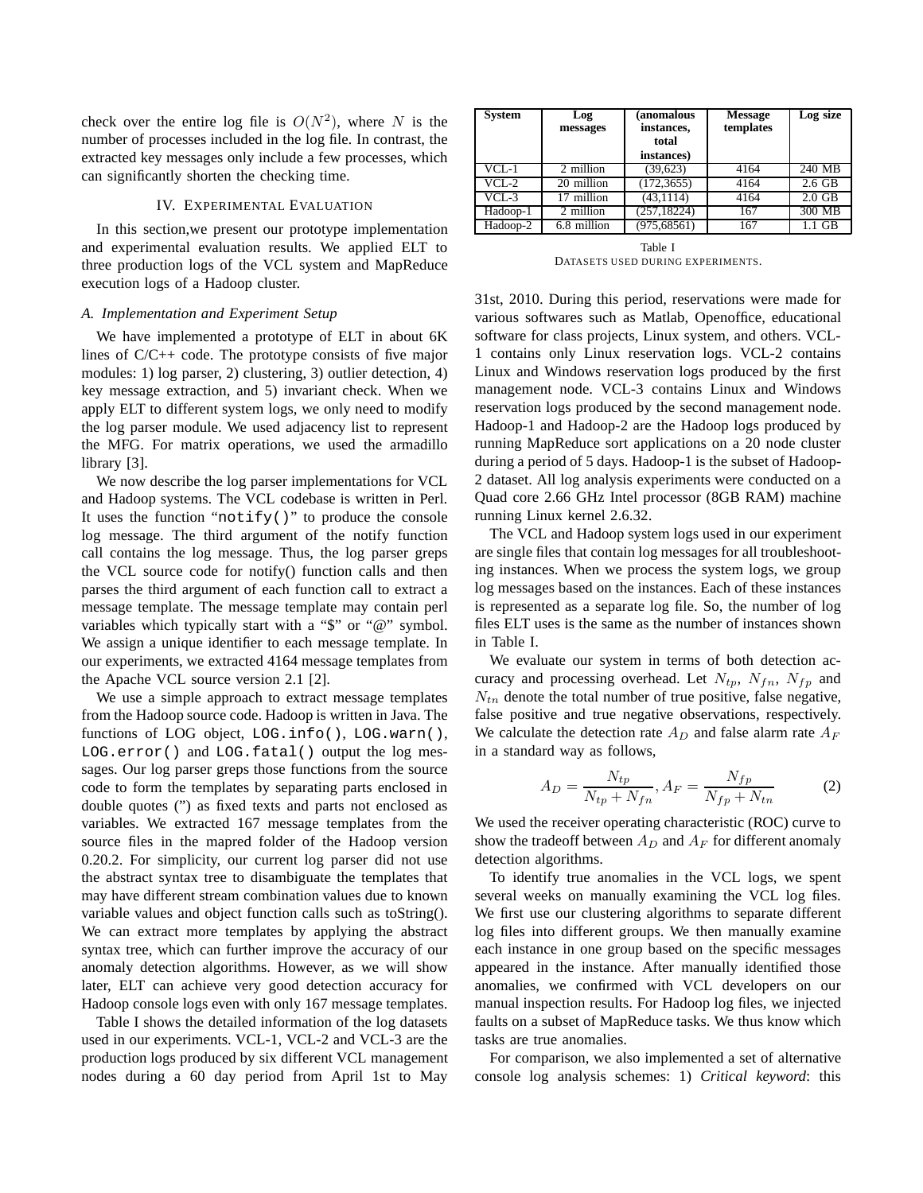check over the entire log file is $O(N^2)$, where $N$ is the number of processes included in the log file. In contrast, the extracted key messages only include a few processes, which can significantly shorten the checking time.

## IV. Experimental Evaluation

In this section,we present our prototype implementation and experimental evaluation results. We applied ELT to three production logs of the VCL system and MapReduce execution logs of a Hadoop cluster.

### A. Implementation and Experiment Setup

We have implemented a prototype of ELT in about 6K lines of C/C++ code. The prototype consists of five major modules: 1) log parser, 2) clustering, 3) outlier detection, 4) key message extraction, and 5) invariant check. When we apply ELT to different system logs, we only need to modify the log parser module. We used adjacency list to represent the MFG. For matrix operations, we used the armadillo library [3].

We now describe the log parser implementations for VCL and Hadoop systems. The VCL codebase is written in Perl. It uses the function "`notify()`" to produce the console log message. The third argument of the notify function call contains the log message. Thus, the log parser greps the VCL source code for notify() function calls and then parses the third argument of each function call to extract a message template. The message template may contain perl variables which typically start with a "$" or "@" symbol. We assign a unique identifier to each message template. In our experiments, we extracted 4164 message templates from the Apache VCL source version 2.1 [2].

We use a simple approach to extract message templates from the Hadoop source code. Hadoop is written in Java. The functions of LOG object, `LOG.info()`, `LOG.warn()`, `LOG.error()` and `LOG.fatal()` output the log messages. Our log parser greps those functions from the source code to form the templates by separating parts enclosed in double quotes (") as fixed texts and parts not enclosed as variables. We extracted 167 message templates from the source files in the mapred folder of the Hadoop version 0.20.2. For simplicity, our current log parser did not use the abstract syntax tree to disambiguate the templates that may have different stream combination values due to known variable values and object function calls such as toString(). We can extract more templates by applying the abstract syntax tree, which can further improve the accuracy of our anomaly detection algorithms. However, as we will show later, ELT can achieve very good detection accuracy for Hadoop console logs even with only 167 message templates.

Table I shows the detailed information of the log datasets used in our experiments. VCL-1, VCL-2 and VCL-3 are the production logs produced by six different VCL management nodes during a 60 day period from April 1st to May 31st, 2010. During this period, reservations were made for various softwares such as Matlab, Openoffice, educational software for class projects, Linux system, and others. VCL-1 contains only Linux reservation logs. VCL-2 contains Linux and Windows reservation logs produced by the first management node. VCL-3 contains Linux and Windows reservation logs produced by the second management node. Hadoop-1 and Hadoop-2 are the Hadoop logs produced by running MapReduce sort applications on a 20 node cluster during a period of 5 days. Hadoop-1 is the subset of Hadoop-2 dataset. All log analysis experiments were conducted on a Quad core 2.66 GHz Intel processor (8GB RAM) machine running Linux kernel 2.6.32.

| System | Log messages | (anomalous instances, total instances) | Message templates | Log size |
|---|---|---|---|---|
| VCL-1 | 2 million | (39,623) | 4164 | 240 MB |
| VCL-2 | 20 million | (172,3655) | 4164 | 2.6 GB |
| VCL-3 | 17 million | (43,1114) | 4164 | 2.0 GB |
| Hadoop-1 | 2 million | (257,18224) | 167 | 300 MB |
| Hadoop-2 | 6.8 million | (975,68561) | 167 | 1.1 GB |

Table I
DATASETS USED DURING EXPERIMENTS.

The VCL and Hadoop system logs used in our experiment are single files that contain log messages for all troubleshooting instances. When we process the system logs, we group log messages based on the instances. Each of these instances is represented as a separate log file. So, the number of log files ELT uses is the same as the number of instances shown in Table I.

We evaluate our system in terms of both detection accuracy and processing overhead. Let $N_{tp}$, $N_{fn}$, $N_{fp}$ and $N_{tn}$ denote the total number of true positive, false negative, false positive and true negative observations, respectively. We calculate the detection rate $A_D$ and false alarm rate $A_F$ in a standard way as follows,

$$A_D = \frac{N_{tp}}{N_{tp} + N_{fn}}, A_F = \frac{N_{fp}}{N_{fp} + N_{tn}} \tag{2}$$

We used the receiver operating characteristic (ROC) curve to show the tradeoff between $A_D$ and $A_F$ for different anomaly detection algorithms.

To identify true anomalies in the VCL logs, we spent several weeks on manually examining the VCL log files. We first use our clustering algorithms to separate different log files into different groups. We then manually examine each instance in one group based on the specific messages appeared in the instance. After manually identified those anomalies, we confirmed with VCL developers on our manual inspection results. For Hadoop log files, we injected faults on a subset of MapReduce tasks. We thus know which tasks are true anomalies.

For comparison, we also implemented a set of alternative console log analysis schemes: 1) *Critical keyword*: this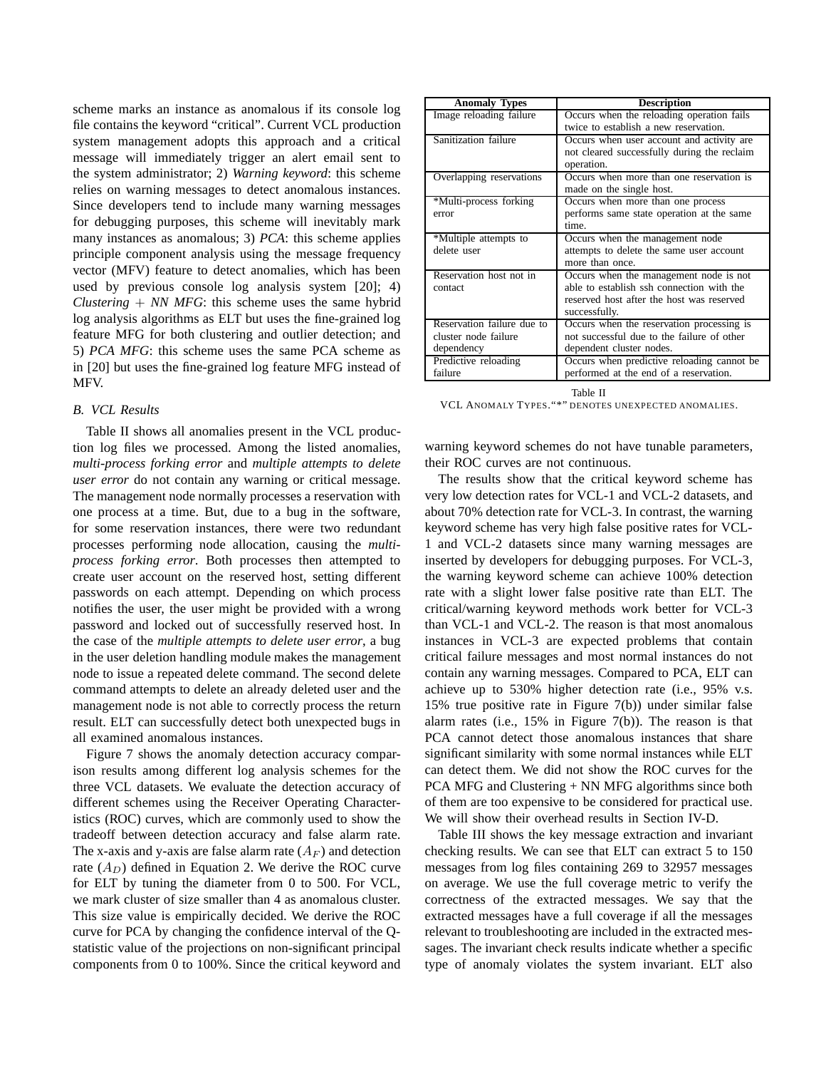scheme marks an instance as anomalous if its console log file contains the keyword "critical". Current VCL production system management adopts this approach and a critical message will immediately trigger an alert email sent to the system administrator; 2) *Warning keyword*: this scheme relies on warning messages to detect anomalous instances. Since developers tend to include many warning messages for debugging purposes, this scheme will inevitably mark many instances as anomalous; 3) *PCA*: this scheme applies principle component analysis using the message frequency vector (MFV) feature to detect anomalies, which has been used by previous console log analysis system [20]; 4) *Clustering + NN MFG*: this scheme uses the same hybrid log analysis algorithms as ELT but uses the fine-grained log feature MFG for both clustering and outlier detection; and 5) *PCA MFG*: this scheme uses the same PCA scheme as in [20] but uses the fine-grained log feature MFG instead of MFV.

### B. VCL Results

Table II shows all anomalies present in the VCL production log files we processed. Among the listed anomalies, *multi-process forking error* and *multiple attempts to delete user error* do not contain any warning or critical message. The management node normally processes a reservation with one process at a time. But, due to a bug in the software, for some reservation instances, there were two redundant processes performing node allocation, causing the *multi-process forking error*. Both processes then attempted to create user account on the reserved host, setting different passwords on each attempt. Depending on which process notifies the user, the user might be provided with a wrong password and locked out of successfully reserved host. In the case of the *multiple attempts to delete user error*, a bug in the user deletion handling module makes the management node to issue a repeated delete command. The second delete command attempts to delete an already deleted user and the management node is not able to correctly process the return result. ELT can successfully detect both unexpected bugs in all examined anomalous instances.

Figure 7 shows the anomaly detection accuracy comparison results among different log analysis schemes for the three VCL datasets. We evaluate the detection accuracy of different schemes using the Receiver Operating Characteristics (ROC) curves, which are commonly used to show the tradeoff between detection accuracy and false alarm rate. The x-axis and y-axis are false alarm rate ($A_F$) and detection rate ($A_D$) defined in Equation 2. We derive the ROC curve for ELT by tuning the diameter from 0 to 500. For VCL, we mark cluster of size smaller than 4 as anomalous cluster. This size value is empirically decided. We derive the ROC curve for PCA by changing the confidence interval of the Q-statistic value of the projections on non-significant principal components from 0 to 100%. Since the critical keyword and

| Anomaly Types | Description |
|---|---|
| Image reloading failure | Occurs when the reloading operation fails twice to establish a new reservation. |
| Sanitization failure | Occurs when user account and activity are not cleared successfully during the reclaim operation. |
| Overlapping reservations | Occurs when more than one reservation is made on the single host. |
| *Multi-process forking error | Occurs when more than one process performs same state operation at the same time. |
| *Multiple attempts to delete user | Occurs when the management node attempts to delete the same user account more than once. |
| Reservation host not in contact | Occurs when the management node is not able to establish ssh connection with the reserved host after the host was reserved successfully. |
| Reservation failure due to cluster node failure dependency | Occurs when the reservation processing is not successful due to the failure of other dependent cluster nodes. |
| Predictive reloading failure | Occurs when predictive reloading cannot be performed at the end of a reservation. |

Table II
VCL ANOMALY TYPES. "*" DENOTES UNEXPECTED ANOMALIES.

warning keyword schemes do not have tunable parameters, their ROC curves are not continuous.

The results show that the critical keyword scheme has very low detection rates for VCL-1 and VCL-2 datasets, and about 70% detection rate for VCL-3. In contrast, the warning keyword scheme has very high false positive rates for VCL-1 and VCL-2 datasets since many warning messages are inserted by developers for debugging purposes. For VCL-3, the warning keyword scheme can achieve 100% detection rate with a slight lower false positive rate than ELT. The critical/warning keyword methods work better for VCL-3 than VCL-1 and VCL-2. The reason is that most anomalous instances in VCL-3 are expected problems that contain critical failure messages and most normal instances do not contain any warning messages. Compared to PCA, ELT can achieve up to 530% higher detection rate (i.e., 95% v.s. 15% true positive rate in Figure 7(b)) under similar false alarm rates (i.e., 15% in Figure 7(b)). The reason is that PCA cannot detect those anomalous instances that share significant similarity with some normal instances while ELT can detect them. We did not show the ROC curves for the PCA MFG and Clustering + NN MFG algorithms since both of them are too expensive to be considered for practical use. We will show their overhead results in Section IV-D.

Table III shows the key message extraction and invariant checking results. We can see that ELT can extract 5 to 150 messages from log files containing 269 to 32957 messages on average. We use the full coverage metric to verify the correctness of the extracted messages. We say that the extracted messages have a full coverage if all the messages relevant to troubleshooting are included in the extracted messages. The invariant check results indicate whether a specific type of anomaly violates the system invariant. ELT also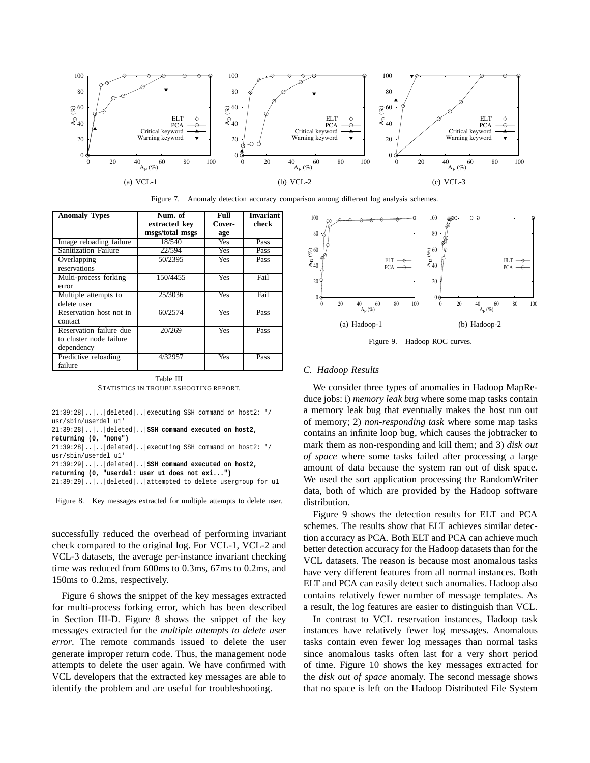100
80
60
$A_D$ (%)
40
20
0
0 20 40 60 80 100
$A_F$ (%)
ELT
PCA
Critical keyword
Warning keyword

(a) VCL-1

100
80
60
$A_D$ (%)
40
20
0
0 20 40 60 80 100
$A_F$ (%)
ELT
PCA
Critical keyword
Warning keyword

(b) VCL-2

100
80
60
$A_D$ (%)
40
20
0
0 20 40 60 80 100
$A_F$ (%)
ELT
PCA
Critical keyword
Warning keyword

(c) VCL-3

Figure 7. Anomaly detection accuracy comparison among different log analysis schemes.

| Anomaly Types | Num. of extracted key msgs/total msgs | Full Coverage | Invariant check |
|---|---|---|---|
| Image reloading failure | 18/540 | Yes | Pass |
| Sanitization Failure | 22/594 | Yes | Pass |
| Overlapping reservations | 50/2395 | Yes | Pass |
| Multi-process forking error | 150/4455 | Yes | Fail |
| Multiple attempts to delete user | 25/3036 | Yes | Fail |
| Reservation host not in contact | 60/2574 | Yes | Pass |
| Reservation failure due to cluster node failure dependency | 20/269 | Yes | Pass |
| Predictive reloading failure | 4/32957 | Yes | Pass |

Table III
STATISTICS IN TROUBLESHOOTING REPORT.

```
21:39:28|..|..|deleted|..|executing SSH command on host2: '/
usr/sbin/userdel u1'
21:39:28|..|..|deleted|..|SSH command executed on host2,
returning (0, "none")
21:39:28|..|..|deleted|..|executing SSH command on host2: '/
usr/sbin/userdel u1'
21:39:29|..|..|deleted|..|SSH command executed on host2,
returning (0, "userdel: user u1 does not exi...")
21:39:29|..|..|deleted|..|attempted to delete usergroup for u1
```

Figure 8. Key messages extracted for multiple attempts to delete user.

successfully reduced the overhead of performing invariant check compared to the original log. For VCL-1, VCL-2 and VCL-3 datasets, the average per-instance invariant checking time was reduced from 600ms to 0.3ms, 67ms to 0.2ms, and 150ms to 0.2ms, respectively.

Figure 6 shows the snippet of the key messages extracted for multi-process forking error, which has been described in Section III-D. Figure 8 shows the snippet of the key messages extracted for the *multiple attempts to delete user error*. The remote commands issued to delete the user generate improper return code. Thus, the management node attempts to delete the user again. We have confirmed with VCL developers that the extracted key messages are able to identify the problem and are useful for troubleshooting.

100
80
60
$A_D$ (%)
40
20
0
0 20 40 60 80 100
$A_F$ (%)
ELT
PCA

(a) Hadoop-1

100
80
60
$A_D$ (%)
40
20
0
0 20 40 60 80 100
$A_F$ (%)
ELT
PCA

(b) Hadoop-2

Figure 9. Hadoop ROC curves.

### *C. Hadoop Results*

We consider three types of anomalies in Hadoop MapReduce jobs: i) *memory leak bug* where some map tasks contain a memory leak bug that eventually makes the host run out of memory; 2) *non-responding task* where some map tasks contains an infinite loop bug, which causes the jobtracker to mark them as non-responding and kill them; and 3) *disk out of space* where some tasks failed after processing a large amount of data because the system ran out of disk space. We used the sort application processing the RandomWriter data, both of which are provided by the Hadoop software distribution.

Figure 9 shows the detection results for ELT and PCA schemes. The results show that ELT achieves similar detection accuracy as PCA. Both ELT and PCA can achieve much better detection accuracy for the Hadoop datasets than for the VCL datasets. The reason is because most anomalous tasks have very different features from all normal instances. Both ELT and PCA can easily detect such anomalies. Hadoop also contains relatively fewer number of message templates. As a result, the log features are easier to distinguish than VCL.

In contrast to VCL reservation instances, Hadoop task instances have relatively fewer log messages. Anomalous tasks contain even fewer log messages than normal tasks since anomalous tasks often last for a very short period of time. Figure 10 shows the key messages extracted for the *disk out of space* anomaly. The second message shows that no space is left on the Hadoop Distributed File System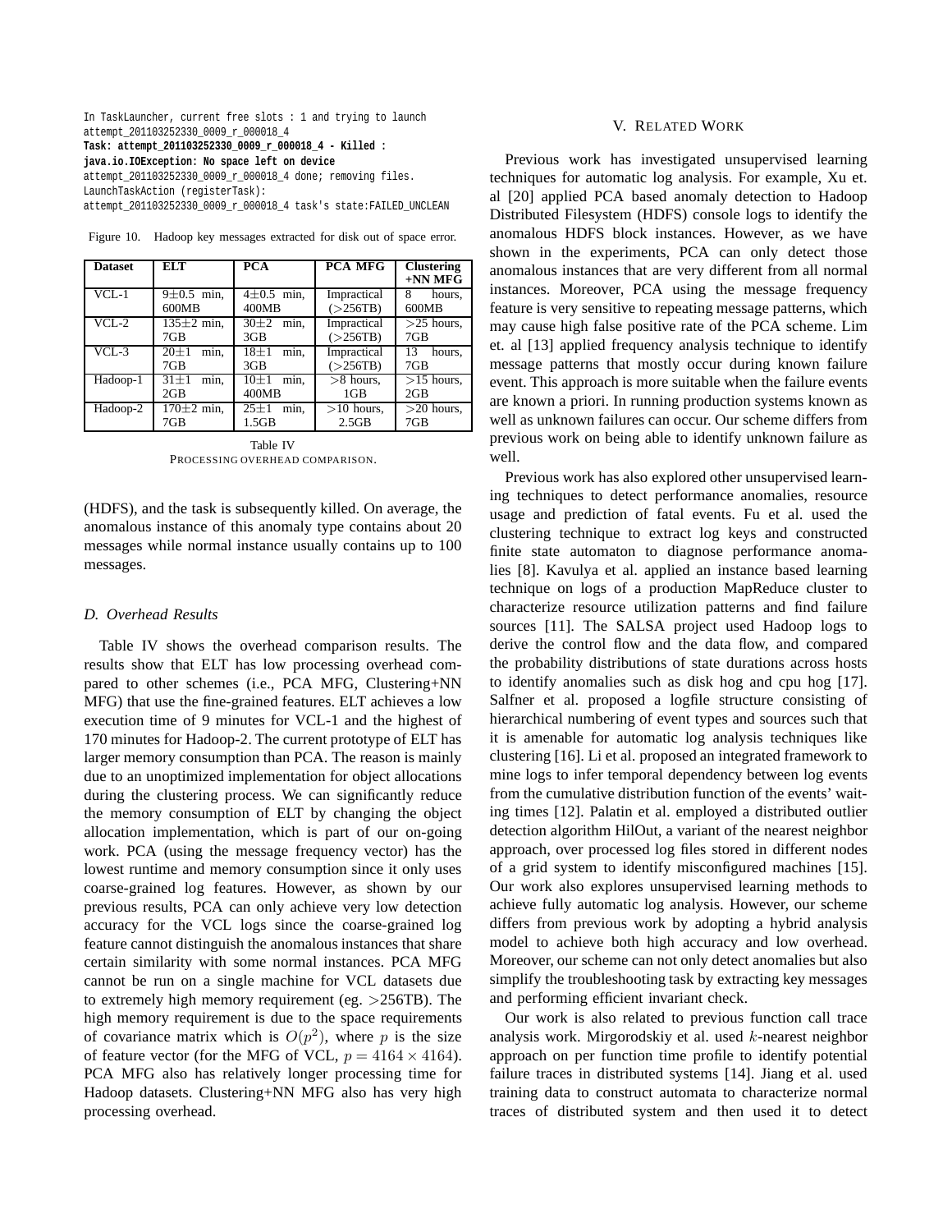```
In TaskLauncher, current free slots : 1 and trying to launch
attempt_201103252330_0009_r_000018_4
Task: attempt_201103252330_0009_r_000018_4 - Killed :
java.io.IOException: No space left on device
attempt_201103252330_0009_r_000018_4 done; removing files.
LaunchTaskAction (registerTask):
attempt_201103252330_0009_r_000018_4 task's state:FAILED_UNCLEAN
```

Figure 10. Hadoop key messages extracted for disk out of space error.

| Dataset | ELT | PCA | PCA MFG | Clustering +NN MFG |
|---|---|---|---|---|
| VCL-1 | 9±0.5 min, 600MB | 4±0.5 min, 400MB | Impractical (>256TB) | 8 hours, 600MB |
| VCL-2 | 135±2 min, 7GB | 30±2 min, 3GB | Impractical (>256TB) | >25 hours, 7GB |
| VCL-3 | 20±1 min, 7GB | 18±1 min, 3GB | Impractical (>256TB) | 13 hours, 7GB |
| Hadoop-1 | 31±1 min, 2GB | 10±1 min, 400MB | >8 hours, 1GB | >15 hours, 2GB |
| Hadoop-2 | 170±2 min, 7GB | 25±1 min, 1.5GB | >10 hours, 2.5GB | >20 hours, 7GB |

Table IV
PROCESSING OVERHEAD COMPARISON.

(HDFS), and the task is subsequently killed. On average, the anomalous instance of this anomaly type contains about 20 messages while normal instance usually contains up to 100 messages.

### D. Overhead Results

Table IV shows the overhead comparison results. The results show that ELT has low processing overhead compared to other schemes (i.e., PCA MFG, Clustering+NN MFG) that use the fine-grained features. ELT achieves a low execution time of 9 minutes for VCL-1 and the highest of 170 minutes for Hadoop-2. The current prototype of ELT has larger memory consumption than PCA. The reason is mainly due to an unoptimized implementation for object allocations during the clustering process. We can significantly reduce the memory consumption of ELT by changing the object allocation implementation, which is part of our on-going work. PCA (using the message frequency vector) has the lowest runtime and memory consumption since it only uses coarse-grained log features. However, as shown by our previous results, PCA can only achieve very low detection accuracy for the VCL logs since the coarse-grained log feature cannot distinguish the anomalous instances that share certain similarity with some normal instances. PCA MFG cannot be run on a single machine for VCL datasets due to extremely high memory requirement (eg. >256TB). The higher memory requirement is due to the space requirements of covariance matrix which is $O(p^2)$, where $p$ is the size of feature vector (for the MFG of VCL, $p = 4164 \times 4164$). PCA MFG also has relatively longer processing time for Hadoop datasets. Clustering+NN MFG also has very high processing overhead.

## V. Related Work

Previous work has investigated unsupervised learning techniques for automatic log analysis. For example, Xu et. al [20] applied PCA based anomaly detection to Hadoop Distributed Filesystem (HDFS) console logs to identify the anomalous HDFS block instances. However, as we have shown in the experiments, PCA can only detect those anomalous instances that are very different from all normal instances. Moreover, PCA using the message frequency feature is very sensitive to repeating message patterns, which may cause high false positive rate of the PCA scheme. Lim et. al [13] applied frequency analysis technique to identify message patterns that mostly occur during known failure event. This approach is more suitable when the failure events are known a priori. In running production systems known as well as unknown failures can occur. Our scheme differs from previous work on being able to identify unknown failure as well.

Previous work has also explored other unsupervised learning techniques to detect performance anomalies, resource usage and prediction of fatal events. Fu et al. used the clustering technique to extract log keys and constructed finite state automaton to diagnose performance anomalies [8]. Kavulya et al. applied an instance based learning technique on logs of a production MapReduce cluster to characterize resource utilization patterns and find failure sources [11]. The SALSA project used Hadoop logs to derive the control flow and the data flow, and compared the probability distributions of state durations across hosts to identify anomalies such as disk hog and cpu hog [17]. Salfner et al. proposed a logfile structure consisting of hierarchical numbering of event types and sources such that it is amenable for automatic log analysis techniques like clustering [16]. Li et al. proposed an integrated framework to mine logs to infer temporal dependency between log events from the cumulative distribution function of the events' waiting times [12]. Palatin et al. employed a distributed outlier detection algorithm HilOut, a variant of the nearest neighbor approach, over processed log files stored in different nodes of a grid system to identify misconfigured machines [15]. Our work also explores unsupervised learning methods to achieve fully automatic log analysis. However, our scheme differs from previous work by adopting a hybrid analysis model to achieve both high accuracy and low overhead. Moreover, our scheme can not only detect anomalies but also simplify the troubleshooting task by extracting key messages and performing efficient invariant check.

Our work is also related to previous function call trace analysis work. Mirgorodskiy et al. used $k$-nearest neighbor approach on per function time profile to identify potential failure traces in distributed systems [14]. Jiang et al. used training data to construct automata to characterize normal traces of distributed system and then used it to detect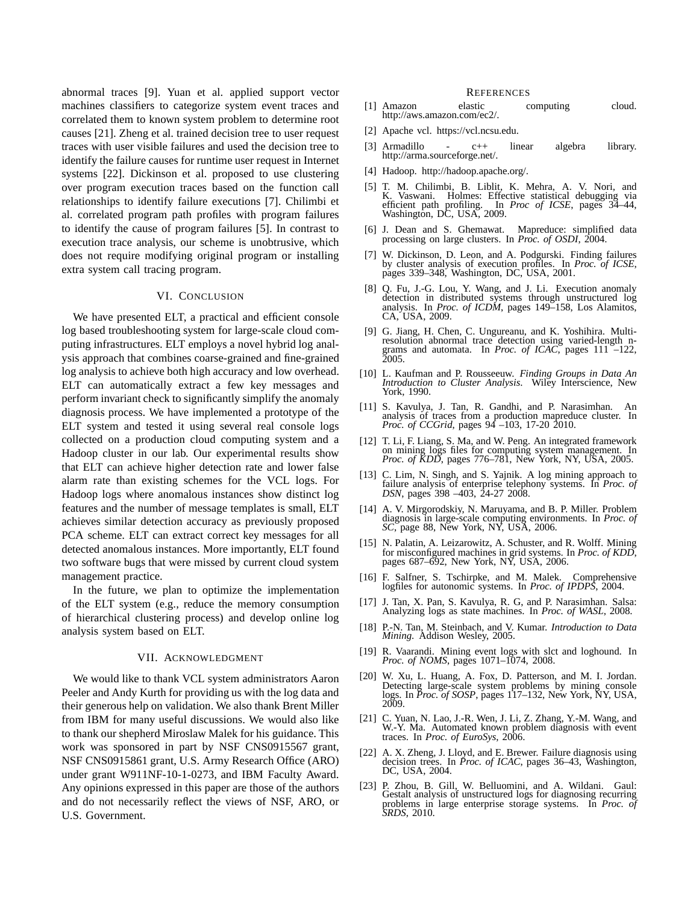abnormal traces [9]. Yuan et al. applied support vector machines classifiers to categorize system event traces and correlated them to known system problem to determine root causes [21]. Zheng et al. trained decision tree to user request traces with user visible failures and used the decision tree to identify the failure causes for runtime user request in Internet systems [22]. Dickinson et al. proposed to use clustering over program execution traces based on the function call relationships to identify failure executions [7]. Chilimbi et al. correlated program path profiles with program failures to identify the cause of program failures [5]. In contrast to execution trace analysis, our scheme is unobtrusive, which does not require modifying original program or installing extra system call tracing program.

## VI. Conclusion

We have presented ELT, a practical and efficient console log based troubleshooting system for large-scale cloud computing infrastructures. ELT employs a novel hybrid log analysis approach that combines coarse-grained and fine-grained log analysis to achieve both high accuracy and low overhead. ELT can automatically extract a few key messages and perform invariant check to significantly simplify the anomaly diagnosis process. We have implemented a prototype of the ELT system and tested it using several real console logs collected on a production cloud computing system and a Hadoop cluster in our lab. Our experimental results show that ELT can achieve higher detection rate and lower false alarm rate than existing schemes for the VCL logs. For Hadoop logs where anomalous instances show distinct log features and the number of message templates is small, ELT achieves similar detection accuracy as previously proposed PCA scheme. ELT can extract correct key messages for all detected anomalous instances. More importantly, ELT found two software bugs that were missed by current cloud system management practice.

In the future, we plan to optimize the implementation of the ELT system (e.g., reduce the memory consumption of hierarchical clustering process) and develop online log analysis system based on ELT.

## VII. Acknowledgment

We would like to thank VCL system administrators Aaron Peeler and Andy Kurth for providing us with the log data and their generous help on validation. We also thank Brent Miller from IBM for many useful discussions. We would also like to thank our shepherd Miroslaw Malek for his guidance. This work was sponsored in part by NSF CNS0915567 grant, NSF CNS0915861 grant, U.S. Army Research Office (ARO) under grant W911NF-10-1-0273, and IBM Faculty Award. Any opinions expressed in this paper are those of the authors and do not necessarily reflect the views of NSF, ARO, or U.S. Government.

## References

[1] Amazon elastic computing cloud. http://aws.amazon.com/ec2/.

[2] Apache vcl. https://vcl.ncsu.edu.

[3] Armadillo - c++ linear algebra library. http://arma.sourceforge.net/.

[4] Hadoop. http://hadoop.apache.org/.

[5] T. M. Chilimbi, B. Liblit, K. Mehra, A. V. Nori, and K. Vaswani. Holmes: Effective statistical debugging via efficient path profiling. In *Proc of ICSE*, pages 34–44, Washington, DC, USA, 2009.

[6] J. Dean and S. Ghemawat. Mapreduce: simplified data processing on large clusters. In *Proc. of OSDI*, 2004.

[7] W. Dickinson, D. Leon, and A. Podgurski. Finding failures by cluster analysis of execution profiles. In *Proc. of ICSE*, pages 339–348, Washington, DC, USA, 2001.

[8] Q. Fu, J.-G. Lou, Y. Wang, and J. Li. Execution anomaly detection in distributed systems through unstructured log analysis. In *Proc. of ICDM*, pages 149–158, Los Alamitos, CA, USA, 2009.

[9] G. Jiang, H. Chen, C. Ungureanu, and K. Yoshihira. Multi-resolution abnormal trace detection using varied-length n-grams and automata. In *Proc. of ICAC*, pages 111 –122, 2005.

[10] L. Kaufman and P. Rousseeuw. *Finding Groups in Data An Introduction to Cluster Analysis*. Wiley Interscience, New York, 1990.

[11] S. Kavulya, J. Tan, R. Gandhi, and P. Narasimhan. An analysis of traces from a production mapreduce cluster. In *Proc. of CCGrid*, pages 94 –103, 17-20 2010.

[12] T. Li, F. Liang, S. Ma, and W. Peng. An integrated framework on mining logs files for computing system management. In *Proc. of KDD*, pages 776–781, New York, NY, USA, 2005.

[13] C. Lim, N. Singh, and S. Yajnik. A log mining approach to failure analysis of enterprise telephony systems. In *Proc. of DSN*, pages 398 –403, 24-27 2008.

[14] A. V. Mirgorodskiy, N. Maruyama, and B. P. Miller. Problem diagnosis in large-scale computing environments. In *Proc. of SC*, page 88, New York, NY, USA, 2006.

[15] N. Palatin, A. Leizarowitz, A. Schuster, and R. Wolff. Mining for misconfigured machines in grid systems. In *Proc. of KDD*, pages 687–692, New York, NY, USA, 2006.

[16] F. Salfner, S. Tschirpke, and M. Malek. Comprehensive logfiles for autonomic systems. In *Proc. of IPDPS*, 2004.

[17] J. Tan, X. Pan, S. Kavulya, R. G, and P. Narasimhan. Salsa: Analyzing logs as state machines. In *Proc. of WASL*, 2008.

[18] P.-N. Tan, M. Steinbach, and V. Kumar. *Introduction to Data Mining*. Addison Wesley, 2005.

[19] R. Vaarandi. Mining event logs with slct and loghound. In *Proc. of NOMS*, pages 1071–1074, 2008.

[20] W. Xu, L. Huang, A. Fox, D. Patterson, and M. I. Jordan. Detecting large-scale system problems by mining console logs. In *Proc. of SOSP*, pages 117–132, New York, NY, USA, 2009.

[21] C. Yuan, N. Lao, J.-R. Wen, J. Li, Z. Zhang, Y.-M. Wang, and W.-Y. Ma. Automated known problem diagnosis with event traces. In *Proc. of EuroSys*, 2006.

[22] A. X. Zheng, J. Lloyd, and E. Brewer. Failure diagnosis using decision trees. In *Proc. of ICAC*, pages 36–43, Washington, DC, USA, 2004.

[23] P. Zhou, B. Gill, W. Belluomini, and A. Wildani. Gaul: Gestalt analysis of unstructured logs for diagnosing recurring problems in large enterprise storage systems. In *Proc. of SRDS*, 2010.